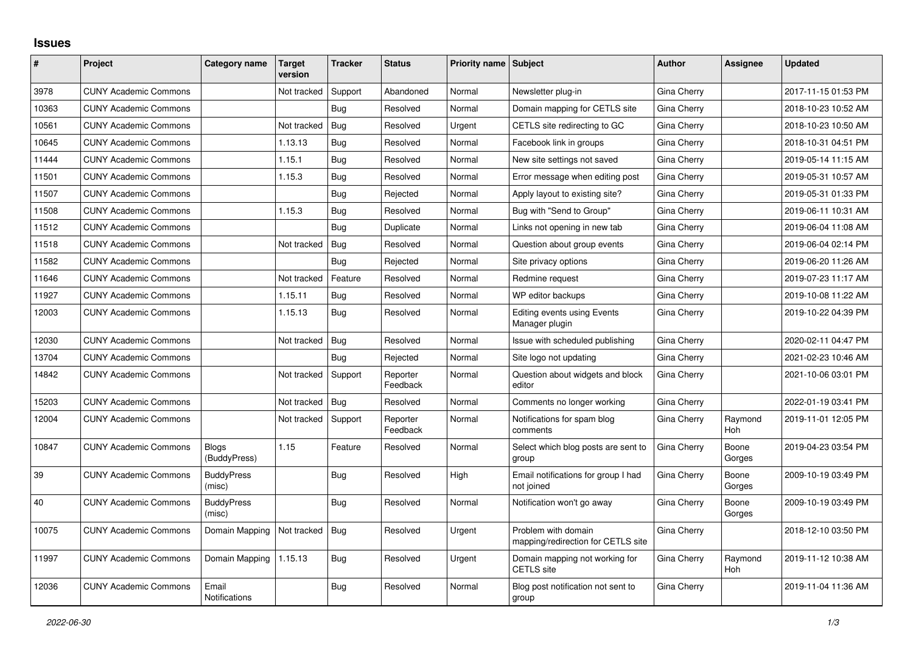# Issues

| # | Project | Category name | Target version | Tracker | Status | Priority name | Subject | Author | Assignee | Updated |
|---|---|---|---|---|---|---|---|---|---|---|
| 3978 | CUNY Academic Commons | | Not tracked | Support | Abandoned | Normal | Newsletter plug-in | Gina Cherry | | 2017-11-15 01:53 PM |
| 10363 | CUNY Academic Commons | | | Bug | Resolved | Normal | Domain mapping for CETLS site | Gina Cherry | | 2018-10-23 10:52 AM |
| 10561 | CUNY Academic Commons | | Not tracked | Bug | Resolved | Urgent | CETLS site redirecting to GC | Gina Cherry | | 2018-10-23 10:50 AM |
| 10645 | CUNY Academic Commons | | 1.13.13 | Bug | Resolved | Normal | Facebook link in groups | Gina Cherry | | 2018-10-31 04:51 PM |
| 11444 | CUNY Academic Commons | | 1.15.1 | Bug | Resolved | Normal | New site settings not saved | Gina Cherry | | 2019-05-14 11:15 AM |
| 11501 | CUNY Academic Commons | | 1.15.3 | Bug | Resolved | Normal | Error message when editing post | Gina Cherry | | 2019-05-31 10:57 AM |
| 11507 | CUNY Academic Commons | | | Bug | Rejected | Normal | Apply layout to existing site? | Gina Cherry | | 2019-05-31 01:33 PM |
| 11508 | CUNY Academic Commons | | 1.15.3 | Bug | Resolved | Normal | Bug with "Send to Group" | Gina Cherry | | 2019-06-11 10:31 AM |
| 11512 | CUNY Academic Commons | | | Bug | Duplicate | Normal | Links not opening in new tab | Gina Cherry | | 2019-06-04 11:08 AM |
| 11518 | CUNY Academic Commons | | Not tracked | Bug | Resolved | Normal | Question about group events | Gina Cherry | | 2019-06-04 02:14 PM |
| 11582 | CUNY Academic Commons | | | Bug | Rejected | Normal | Site privacy options | Gina Cherry | | 2019-06-20 11:26 AM |
| 11646 | CUNY Academic Commons | | Not tracked | Feature | Resolved | Normal | Redmine request | Gina Cherry | | 2019-07-23 11:17 AM |
| 11927 | CUNY Academic Commons | | 1.15.11 | Bug | Resolved | Normal | WP editor backups | Gina Cherry | | 2019-10-08 11:22 AM |
| 12003 | CUNY Academic Commons | | 1.15.13 | Bug | Resolved | Normal | Editing events using Events Manager plugin | Gina Cherry | | 2019-10-22 04:39 PM |
| 12030 | CUNY Academic Commons | | Not tracked | Bug | Resolved | Normal | Issue with scheduled publishing | Gina Cherry | | 2020-02-11 04:47 PM |
| 13704 | CUNY Academic Commons | | | Bug | Rejected | Normal | Site logo not updating | Gina Cherry | | 2021-02-23 10:46 AM |
| 14842 | CUNY Academic Commons | | Not tracked | Support | Reporter Feedback | Normal | Question about widgets and block editor | Gina Cherry | | 2021-10-06 03:01 PM |
| 15203 | CUNY Academic Commons | | Not tracked | Bug | Resolved | Normal | Comments no longer working | Gina Cherry | | 2022-01-19 03:41 PM |
| 12004 | CUNY Academic Commons | | Not tracked | Support | Reporter Feedback | Normal | Notifications for spam blog comments | Gina Cherry | Raymond Hoh | 2019-11-01 12:05 PM |
| 10847 | CUNY Academic Commons | Blogs (BuddyPress) | 1.15 | Feature | Resolved | Normal | Select which blog posts are sent to group | Gina Cherry | Boone Gorges | 2019-04-23 03:54 PM |
| 39 | CUNY Academic Commons | BuddyPress (misc) | | Bug | Resolved | High | Email notifications for group I had not joined | Gina Cherry | Boone Gorges | 2009-10-19 03:49 PM |
| 40 | CUNY Academic Commons | BuddyPress (misc) | | Bug | Resolved | Normal | Notification won't go away | Gina Cherry | Boone Gorges | 2009-10-19 03:49 PM |
| 10075 | CUNY Academic Commons | Domain Mapping | Not tracked | Bug | Resolved | Urgent | Problem with domain mapping/redirection for CETLS site | Gina Cherry | | 2018-12-10 03:50 PM |
| 11997 | CUNY Academic Commons | Domain Mapping | 1.15.13 | Bug | Resolved | Urgent | Domain mapping not working for CETLS site | Gina Cherry | Raymond Hoh | 2019-11-12 10:38 AM |
| 12036 | CUNY Academic Commons | Email Notifications | | Bug | Resolved | Normal | Blog post notification not sent to group | Gina Cherry | | 2019-11-04 11:36 AM |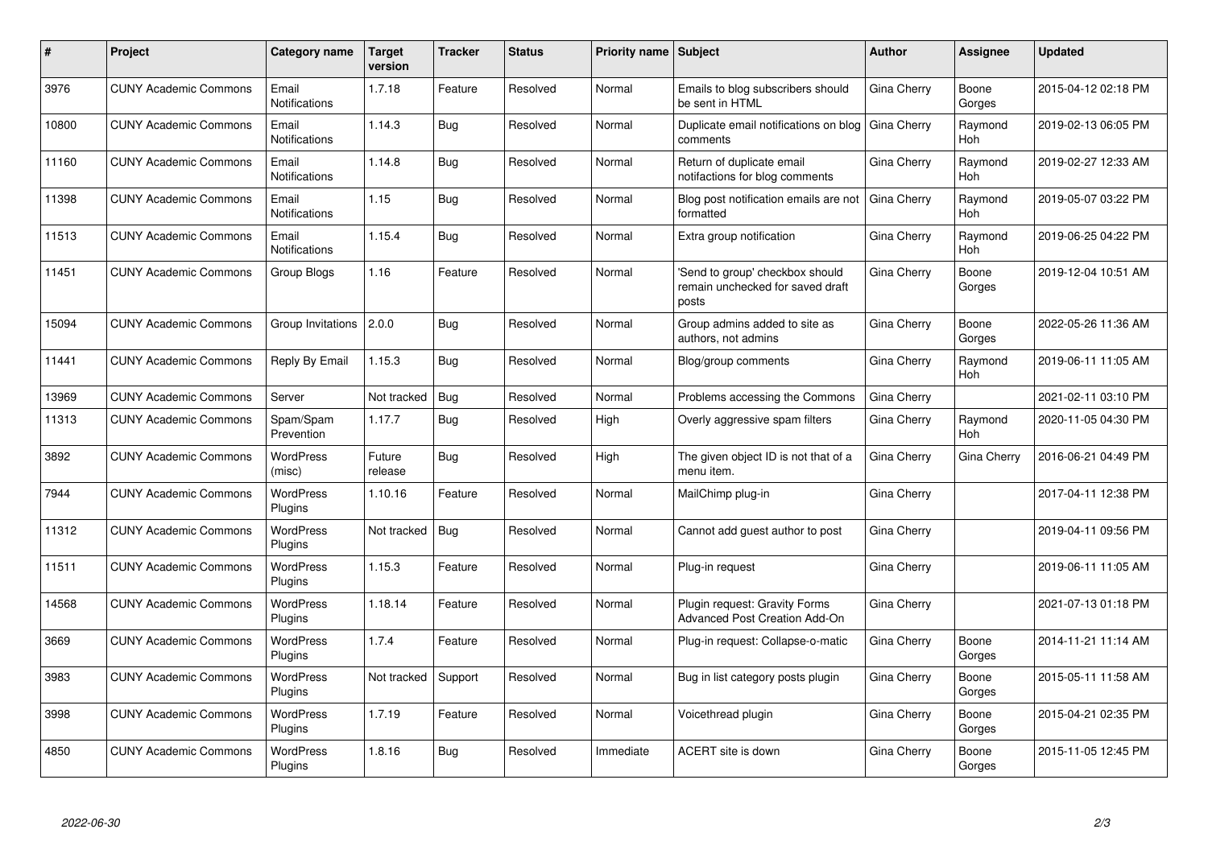| # | Project | Category name | Target version | Tracker | Status | Priority name | Subject | Author | Assignee | Updated |
|---|---|---|---|---|---|---|---|---|---|---|
| 3976 | CUNY Academic Commons | Email Notifications | 1.7.18 | Feature | Resolved | Normal | Emails to blog subscribers should be sent in HTML | Gina Cherry | Boone Gorges | 2015-04-12 02:18 PM |
| 10800 | CUNY Academic Commons | Email Notifications | 1.14.3 | Bug | Resolved | Normal | Duplicate email notifications on blog comments | Gina Cherry | Raymond Hoh | 2019-02-13 06:05 PM |
| 11160 | CUNY Academic Commons | Email Notifications | 1.14.8 | Bug | Resolved | Normal | Return of duplicate email notifactions for blog comments | Gina Cherry | Raymond Hoh | 2019-02-27 12:33 AM |
| 11398 | CUNY Academic Commons | Email Notifications | 1.15 | Bug | Resolved | Normal | Blog post notification emails are not formatted | Gina Cherry | Raymond Hoh | 2019-05-07 03:22 PM |
| 11513 | CUNY Academic Commons | Email Notifications | 1.15.4 | Bug | Resolved | Normal | Extra group notification | Gina Cherry | Raymond Hoh | 2019-06-25 04:22 PM |
| 11451 | CUNY Academic Commons | Group Blogs | 1.16 | Feature | Resolved | Normal | 'Send to group' checkbox should remain unchecked for saved draft posts | Gina Cherry | Boone Gorges | 2019-12-04 10:51 AM |
| 15094 | CUNY Academic Commons | Group Invitations | 2.0.0 | Bug | Resolved | Normal | Group admins added to site as authors, not admins | Gina Cherry | Boone Gorges | 2022-05-26 11:36 AM |
| 11441 | CUNY Academic Commons | Reply By Email | 1.15.3 | Bug | Resolved | Normal | Blog/group comments | Gina Cherry | Raymond Hoh | 2019-06-11 11:05 AM |
| 13969 | CUNY Academic Commons | Server | Not tracked | Bug | Resolved | Normal | Problems accessing the Commons | Gina Cherry | | 2021-02-11 03:10 PM |
| 11313 | CUNY Academic Commons | Spam/Spam Prevention | 1.17.7 | Bug | Resolved | High | Overly aggressive spam filters | Gina Cherry | Raymond Hoh | 2020-11-05 04:30 PM |
| 3892 | CUNY Academic Commons | WordPress (misc) | Future release | Bug | Resolved | High | The given object ID is not that of a menu item. | Gina Cherry | Gina Cherry | 2016-06-21 04:49 PM |
| 7944 | CUNY Academic Commons | WordPress Plugins | 1.10.16 | Feature | Resolved | Normal | MailChimp plug-in | Gina Cherry | | 2017-04-11 12:38 PM |
| 11312 | CUNY Academic Commons | WordPress Plugins | Not tracked | Bug | Resolved | Normal | Cannot add guest author to post | Gina Cherry | | 2019-04-11 09:56 PM |
| 11511 | CUNY Academic Commons | WordPress Plugins | 1.15.3 | Feature | Resolved | Normal | Plug-in request | Gina Cherry | | 2019-06-11 11:05 AM |
| 14568 | CUNY Academic Commons | WordPress Plugins | 1.18.14 | Feature | Resolved | Normal | Plugin request: Gravity Forms Advanced Post Creation Add-On | Gina Cherry | | 2021-07-13 01:18 PM |
| 3669 | CUNY Academic Commons | WordPress Plugins | 1.7.4 | Feature | Resolved | Normal | Plug-in request: Collapse-o-matic | Gina Cherry | Boone Gorges | 2014-11-21 11:14 AM |
| 3983 | CUNY Academic Commons | WordPress Plugins | Not tracked | Support | Resolved | Normal | Bug in list category posts plugin | Gina Cherry | Boone Gorges | 2015-05-11 11:58 AM |
| 3998 | CUNY Academic Commons | WordPress Plugins | 1.7.19 | Feature | Resolved | Normal | Voicethread plugin | Gina Cherry | Boone Gorges | 2015-04-21 02:35 PM |
| 4850 | CUNY Academic Commons | WordPress Plugins | 1.8.16 | Bug | Resolved | Immediate | ACERT site is down | Gina Cherry | Boone Gorges | 2015-11-05 12:45 PM |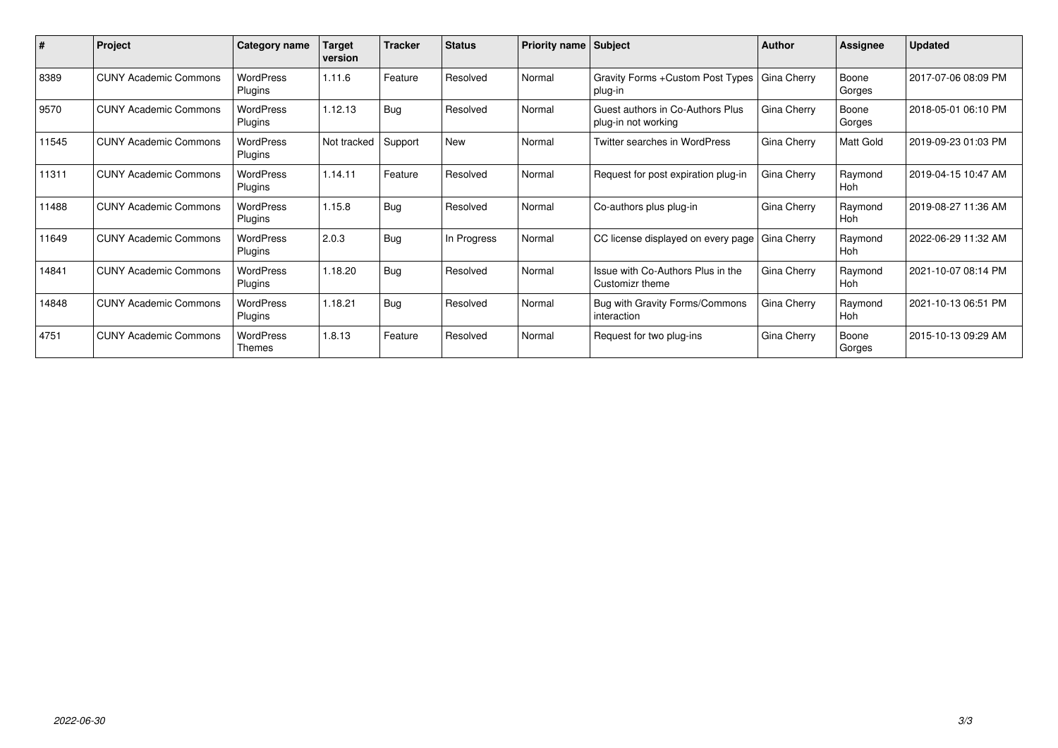| # | Project | Category name | Target version | Tracker | Status | Priority name | Subject | Author | Assignee | Updated |
|---|---|---|---|---|---|---|---|---|---|---|
| 8389 | CUNY Academic Commons | WordPress Plugins | 1.11.6 | Feature | Resolved | Normal | Gravity Forms +Custom Post Types plug-in | Gina Cherry | Boone Gorges | 2017-07-06 08:09 PM |
| 9570 | CUNY Academic Commons | WordPress Plugins | 1.12.13 | Bug | Resolved | Normal | Guest authors in Co-Authors Plus plug-in not working | Gina Cherry | Boone Gorges | 2018-05-01 06:10 PM |
| 11545 | CUNY Academic Commons | WordPress Plugins | Not tracked | Support | New | Normal | Twitter searches in WordPress | Gina Cherry | Matt Gold | 2019-09-23 01:03 PM |
| 11311 | CUNY Academic Commons | WordPress Plugins | 1.14.11 | Feature | Resolved | Normal | Request for post expiration plug-in | Gina Cherry | Raymond Hoh | 2019-04-15 10:47 AM |
| 11488 | CUNY Academic Commons | WordPress Plugins | 1.15.8 | Bug | Resolved | Normal | Co-authors plus plug-in | Gina Cherry | Raymond Hoh | 2019-08-27 11:36 AM |
| 11649 | CUNY Academic Commons | WordPress Plugins | 2.0.3 | Bug | In Progress | Normal | CC license displayed on every page | Gina Cherry | Raymond Hoh | 2022-06-29 11:32 AM |
| 14841 | CUNY Academic Commons | WordPress Plugins | 1.18.20 | Bug | Resolved | Normal | Issue with Co-Authors Plus in the Customizr theme | Gina Cherry | Raymond Hoh | 2021-10-07 08:14 PM |
| 14848 | CUNY Academic Commons | WordPress Plugins | 1.18.21 | Bug | Resolved | Normal | Bug with Gravity Forms/Commons interaction | Gina Cherry | Raymond Hoh | 2021-10-13 06:51 PM |
| 4751 | CUNY Academic Commons | WordPress Themes | 1.8.13 | Feature | Resolved | Normal | Request for two plug-ins | Gina Cherry | Boone Gorges | 2015-10-13 09:29 AM |